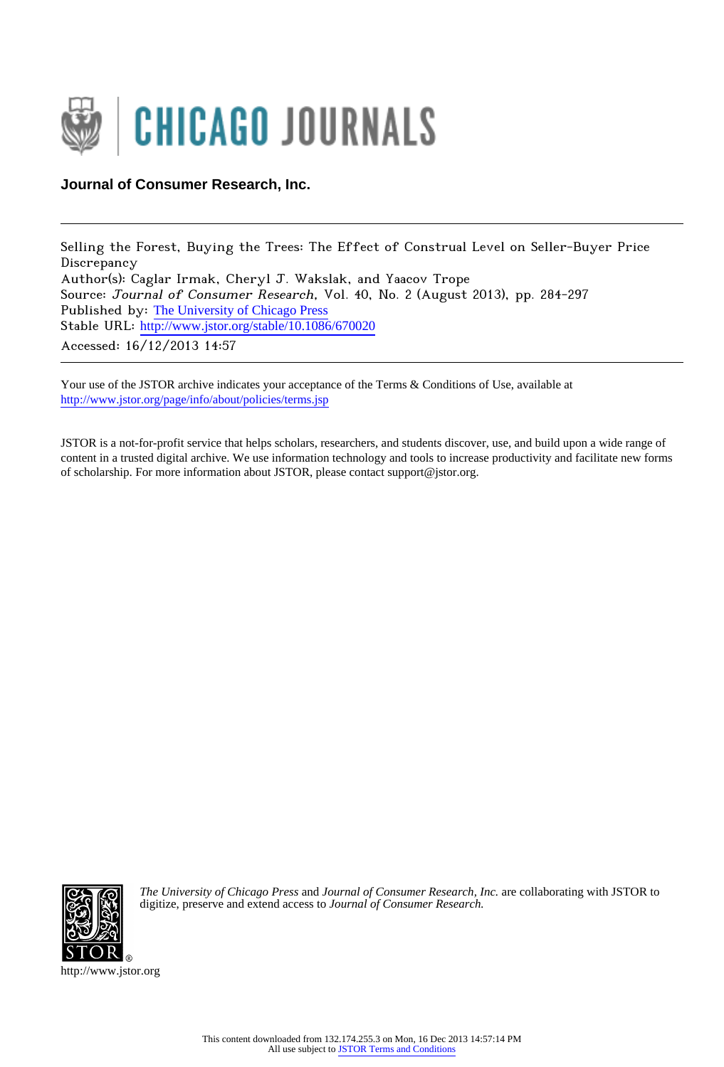# CHICAGO JOURNALS

**Journal of Consumer Research, Inc.**

---

Selling the Forest, Buying the Trees: The Effect of Construal Level on Seller-Buyer Price Discrepancy
Author(s): Caglar Irmak, Cheryl J. Wakslak, and Yaacov Trope
Source: *Journal of Consumer Research*, Vol. 40, No. 2 (August 2013), pp. 284-297
Published by: The University of Chicago Press
Stable URL: http://www.jstor.org/stable/10.1086/670020
Accessed: 16/12/2013 14:57

---

Your use of the JSTOR archive indicates your acceptance of the Terms & Conditions of Use, available at http://www.jstor.org/page/info/about/policies/terms.jsp

JSTOR is a not-for-profit service that helps scholars, researchers, and students discover, use, and build upon a wide range of content in a trusted digital archive. We use information technology and tools to increase productivity and facilitate new forms of scholarship. For more information about JSTOR, please contact support@jstor.org.

*The University of Chicago Press* and *Journal of Consumer Research, Inc.* are collaborating with JSTOR to digitize, preserve and extend access to *Journal of Consumer Research.*

http://www.jstor.org

This content downloaded from 132.174.255.3 on Mon, 16 Dec 2013 14:57:14 PM
All use subject to JSTOR Terms and Conditions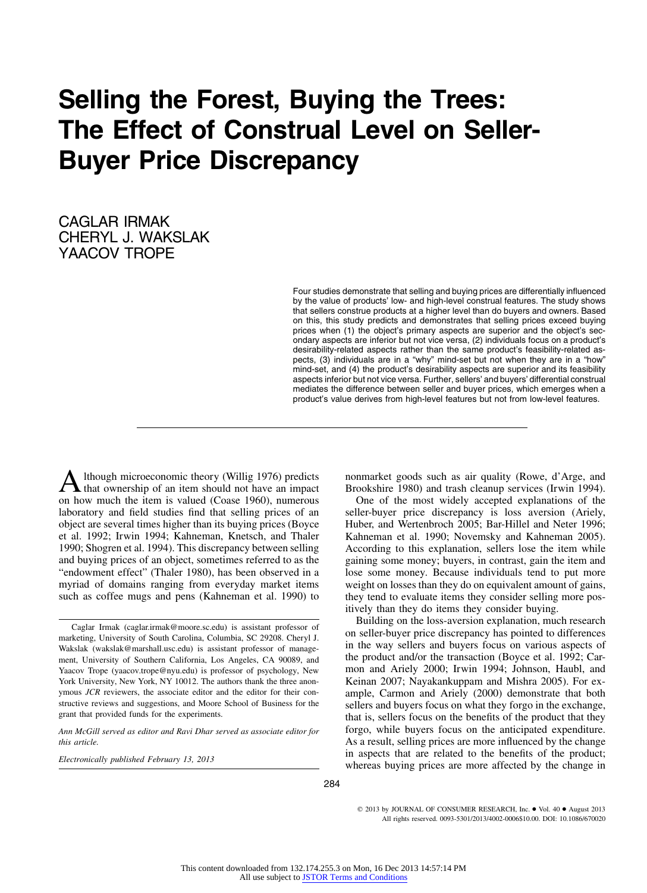# Selling the Forest, Buying the Trees: The Effect of Construal Level on Seller-Buyer Price Discrepancy

CAGLAR IRMAK
CHERYL J. WAKSLAK
YAACOV TROPE

Four studies demonstrate that selling and buying prices are differentially influenced by the value of products' low- and high-level construal features. The study shows that sellers construe products at a higher level than do buyers and owners. Based on this, this study predicts and demonstrates that selling prices exceed buying prices when (1) the object's primary aspects are superior and the object's secondary aspects are inferior but not vice versa, (2) individuals focus on a product's desirability-related aspects rather than the same product's feasibility-related aspects, (3) individuals are in a "why" mind-set but not when they are in a "how" mind-set, and (4) the product's desirability aspects are superior and its feasibility aspects inferior but not vice versa. Further, sellers' and buyers' differential construal mediates the difference between seller and buyer prices, which emerges when a product's value derives from high-level features but not from low-level features.

---

Although microeconomic theory (Willig 1976) predicts that ownership of an item should not have an impact on how much the item is valued (Coase 1960), numerous laboratory and field studies find that selling prices of an object are several times higher than its buying prices (Boyce et al. 1992; Irwin 1994; Kahneman, Knetsch, and Thaler 1990; Shogren et al. 1994). This discrepancy between selling and buying prices of an object, sometimes referred to as the "endowment effect" (Thaler 1980), has been observed in a myriad of domains ranging from everyday market items such as coffee mugs and pens (Kahneman et al. 1990) to nonmarket goods such as air quality (Rowe, d'Arge, and Brookshire 1980) and trash cleanup services (Irwin 1994).

One of the most widely accepted explanations of the seller-buyer price discrepancy is loss aversion (Ariely, Huber, and Wertenbroch 2005; Bar-Hillel and Neter 1996; Kahneman et al. 1990; Novemsky and Kahneman 2005). According to this explanation, sellers lose the item while gaining some money; buyers, in contrast, gain the item and lose some money. Because individuals tend to put more weight on losses than they do on equivalent amount of gains, they tend to evaluate items they consider selling more positively than they do items they consider buying.

Building on the loss-aversion explanation, much research on seller-buyer price discrepancy has pointed to differences in the way sellers and buyers focus on various aspects of the product and/or the transaction (Boyce et al. 1992; Carmon and Ariely 2000; Irwin 1994; Johnson, Haubl, and Keinan 2007; Nayakankuppam and Mishra 2005). For example, Carmon and Ariely (2000) demonstrate that both sellers and buyers focus on what they forgo in the exchange, that is, sellers focus on the benefits of the product that they forgo, while buyers focus on the anticipated expenditure. As a result, selling prices are more influenced by the change in aspects that are related to the benefits of the product; whereas buying prices are more affected by the change in

Caglar Irmak (caglar.irmak@moore.sc.edu) is assistant professor of marketing, University of South Carolina, Columbia, SC 29208. Cheryl J. Wakslak (wakslak@marshall.usc.edu) is assistant professor of management, University of Southern California, Los Angeles, CA 90089, and Yaacov Trope (yaacov.trope@nyu.edu) is professor of psychology, New York University, New York, NY 10012. The authors thank the three anonymous *JCR* reviewers, the associate editor and the editor for their constructive reviews and suggestions, and Moore School of Business for the grant that provided funds for the experiments.

*Ann McGill served as editor and Ravi Dhar served as associate editor for this article.*

*Electronically published February 13, 2013*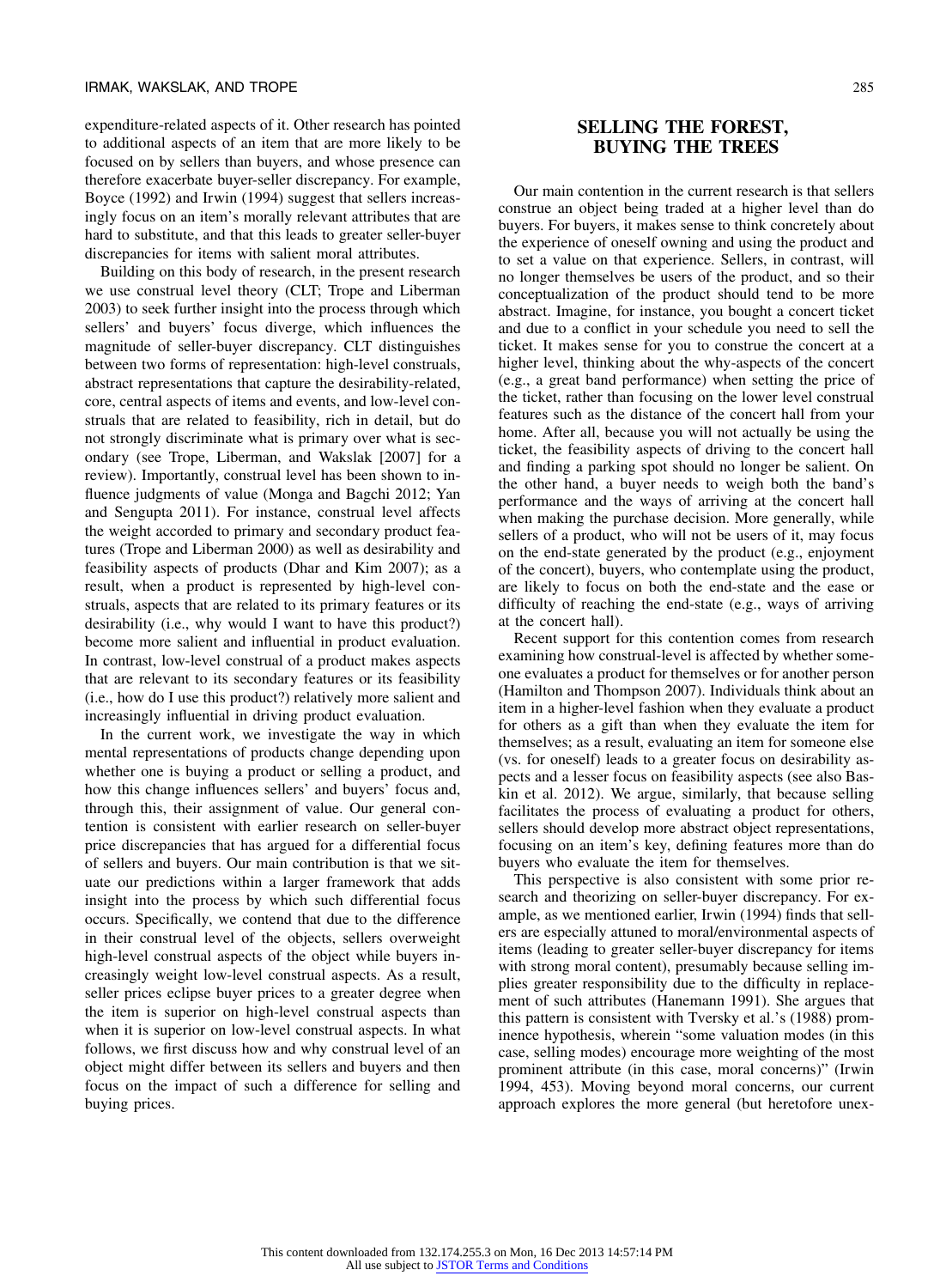expenditure-related aspects of it. Other research has pointed to additional aspects of an item that are more likely to be focused on by sellers than buyers, and whose presence can therefore exacerbate buyer-seller discrepancy. For example, Boyce (1992) and Irwin (1994) suggest that sellers increasingly focus on an item's morally relevant attributes that are hard to substitute, and that this leads to greater seller-buyer discrepancies for items with salient moral attributes.

Building on this body of research, in the present research we use construal level theory (CLT; Trope and Liberman 2003) to seek further insight into the process through which sellers' and buyers' focus diverge, which influences the magnitude of seller-buyer discrepancy. CLT distinguishes between two forms of representation: high-level construals, abstract representations that capture the desirability-related, core, central aspects of items and events, and low-level construals that are related to feasibility, rich in detail, but do not strongly discriminate what is primary over what is secondary (see Trope, Liberman, and Wakslak [2007] for a review). Importantly, construal level has been shown to influence judgments of value (Monga and Bagchi 2012; Yan and Sengupta 2011). For instance, construal level affects the weight accorded to primary and secondary product features (Trope and Liberman 2000) as well as desirability and feasibility aspects of products (Dhar and Kim 2007); as a result, when a product is represented by high-level construals, aspects that are related to its primary features or its desirability (i.e., why would I want to have this product?) become more salient and influential in product evaluation. In contrast, low-level construal of a product makes aspects that are relevant to its secondary features or its feasibility (i.e., how do I use this product?) relatively more salient and increasingly influential in driving product evaluation.

In the current work, we investigate the way in which mental representations of products change depending upon whether one is buying a product or selling a product, and how this change influences sellers' and buyers' focus and, through this, their assignment of value. Our general contention is consistent with earlier research on seller-buyer price discrepancies that has argued for a differential focus of sellers and buyers. Our main contribution is that we situate our predictions within a larger framework that adds insight into the process by which such differential focus occurs. Specifically, we contend that due to the difference in their construal level of the objects, sellers overweight high-level construal aspects of the object while buyers increasingly weight low-level construal aspects. As a result, seller prices eclipse buyer prices to a greater degree when the item is superior on high-level construal aspects than when it is superior on low-level construal aspects. In what follows, we first discuss how and why construal level of an object might differ between its sellers and buyers and then focus on the impact of such a difference for selling and buying prices.

## SELLING THE FOREST, BUYING THE TREES

Our main contention in the current research is that sellers construe an object being traded at a higher level than do buyers. For buyers, it makes sense to think concretely about the experience of oneself owning and using the product and to set a value on that experience. Sellers, in contrast, will no longer themselves be users of the product, and so their conceptualization of the product should tend to be more abstract. Imagine, for instance, you bought a concert ticket and due to a conflict in your schedule you need to sell the ticket. It makes sense for you to construe the concert at a higher level, thinking about the why-aspects of the concert (e.g., a great band performance) when setting the price of the ticket, rather than focusing on the lower level construal features such as the distance of the concert hall from your home. After all, because you will not actually be using the ticket, the feasibility aspects of driving to the concert hall and finding a parking spot should no longer be salient. On the other hand, a buyer needs to weigh both the band's performance and the ways of arriving at the concert hall when making the purchase decision. More generally, while sellers of a product, who will not be users of it, may focus on the end-state generated by the product (e.g., enjoyment of the concert), buyers, who contemplate using the product, are likely to focus on both the end-state and the ease or difficulty of reaching the end-state (e.g., ways of arriving at the concert hall).

Recent support for this contention comes from research examining how construal-level is affected by whether someone evaluates a product for themselves or for another person (Hamilton and Thompson 2007). Individuals think about an item in a higher-level fashion when they evaluate a product for others as a gift than when they evaluate the item for themselves; as a result, evaluating an item for someone else (vs. for oneself) leads to a greater focus on desirability aspects and a lesser focus on feasibility aspects (see also Baskin et al. 2012). We argue, similarly, that because selling facilitates the process of evaluating a product for others, sellers should develop more abstract object representations, focusing on an item's key, defining features more than do buyers who evaluate the item for themselves.

This perspective is also consistent with some prior research and theorizing on seller-buyer discrepancy. For example, as we mentioned earlier, Irwin (1994) finds that sellers are especially attuned to moral/environmental aspects of items (leading to greater seller-buyer discrepancy for items with strong moral content), presumably because selling implies greater responsibility due to the difficulty in replacement of such attributes (Hanemann 1991). She argues that this pattern is consistent with Tversky et al.'s (1988) prominence hypothesis, wherein "some valuation modes (in this case, selling modes) encourage more weighting of the most prominent attribute (in this case, moral concerns)" (Irwin 1994, 453). Moving beyond moral concerns, our current approach explores the more general (but heretofore unex-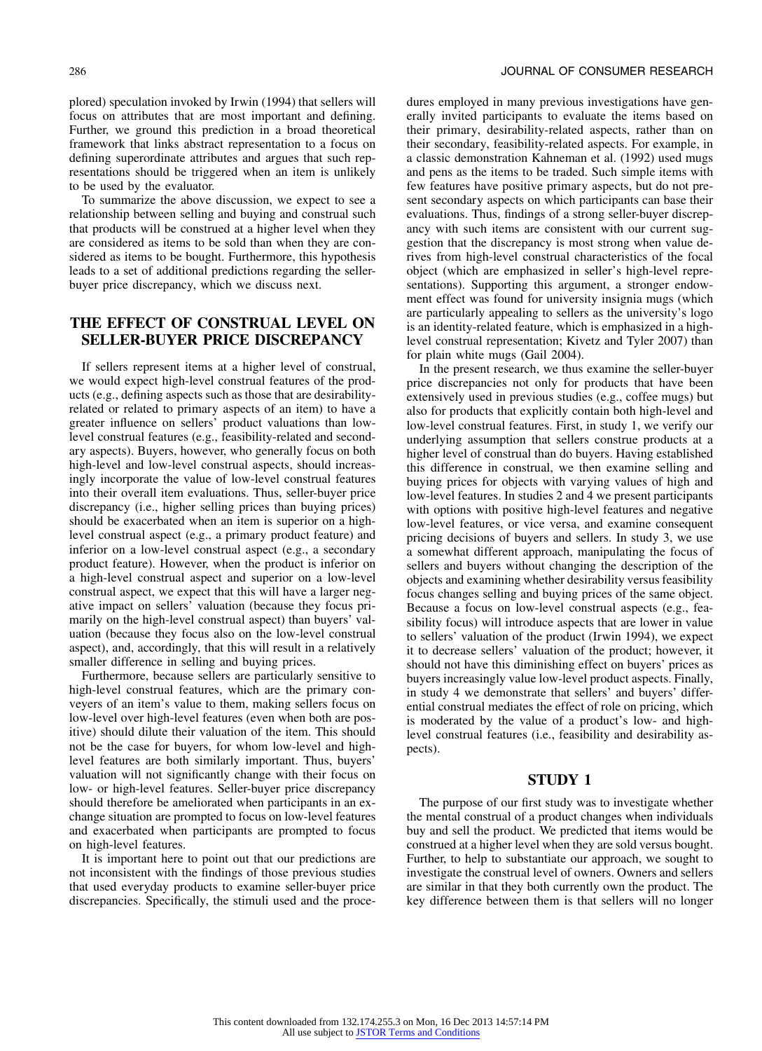plored) speculation invoked by Irwin (1994) that sellers will focus on attributes that are most important and defining. Further, we ground this prediction in a broad theoretical framework that links abstract representation to a focus on defining superordinate attributes and argues that such representations should be triggered when an item is unlikely to be used by the evaluator.

To summarize the above discussion, we expect to see a relationship between selling and buying and construal such that products will be construed at a higher level when they are considered as items to be sold than when they are considered as items to be bought. Furthermore, this hypothesis leads to a set of additional predictions regarding the seller-buyer price discrepancy, which we discuss next.

## THE EFFECT OF CONSTRUAL LEVEL ON SELLER-BUYER PRICE DISCREPANCY

If sellers represent items at a higher level of construal, we would expect high-level construal features of the products (e.g., defining aspects such as those that are desirability-related or related to primary aspects of an item) to have a greater influence on sellers' product valuations than low-level construal features (e.g., feasibility-related and secondary aspects). Buyers, however, who generally focus on both high-level and low-level construal aspects, should increasingly incorporate the value of low-level construal features into their overall item evaluations. Thus, seller-buyer price discrepancy (i.e., higher selling prices than buying prices) should be exacerbated when an item is superior on a high-level construal aspect (e.g., a primary product feature) and inferior on a low-level construal aspect (e.g., a secondary product feature). However, when the product is inferior on a high-level construal aspect and superior on a low-level construal aspect, we expect that this will have a larger negative impact on sellers' valuation (because they focus primarily on the high-level construal aspect) than buyers' valuation (because they focus also on the low-level construal aspect), and, accordingly, that this will result in a relatively smaller difference in selling and buying prices.

Furthermore, because sellers are particularly sensitive to high-level construal features, which are the primary conveyers of an item's value to them, making sellers focus on low-level over high-level features (even when both are positive) should dilute their valuation of the item. This should not be the case for buyers, for whom low-level and high-level features are both similarly important. Thus, buyers' valuation will not significantly change with their focus on low- or high-level features. Seller-buyer price discrepancy should therefore be ameliorated when participants in an exchange situation are prompted to focus on low-level features and exacerbated when participants are prompted to focus on high-level features.

It is important here to point out that our predictions are not inconsistent with the findings of those previous studies that used everyday products to examine seller-buyer price discrepancies. Specifically, the stimuli used and the procedures employed in many previous investigations have generally invited participants to evaluate the items based on their primary, desirability-related aspects, rather than on their secondary, feasibility-related aspects. For example, in a classic demonstration Kahneman et al. (1992) used mugs and pens as the items to be traded. Such simple items with few features have positive primary aspects, but do not present secondary aspects on which participants can base their evaluations. Thus, findings of a strong seller-buyer discrepancy with such items are consistent with our current suggestion that the discrepancy is most strong when value derives from high-level construal characteristics of the focal object (which are emphasized in seller's high-level representations). Supporting this argument, a stronger endowment effect was found for university insignia mugs (which are particularly appealing to sellers as the university's logo is an identity-related feature, which is emphasized in a high-level construal representation; Kivetz and Tyler 2007) than for plain white mugs (Gail 2004).

In the present research, we thus examine the seller-buyer price discrepancies not only for products that have been extensively used in previous studies (e.g., coffee mugs) but also for products that explicitly contain both high-level and low-level construal features. First, in study 1, we verify our underlying assumption that sellers construe products at a higher level of construal than do buyers. Having established this difference in construal, we then examine selling and buying prices for objects with varying values of high and low-level features. In studies 2 and 4 we present participants with options with positive high-level features and negative low-level features, or vice versa, and examine consequent pricing decisions of buyers and sellers. In study 3, we use a somewhat different approach, manipulating the focus of sellers and buyers without changing the description of the objects and examining whether desirability versus feasibility focus changes selling and buying prices of the same object. Because a focus on low-level construal aspects (e.g., feasibility focus) will introduce aspects that are lower in value to sellers' valuation of the product (Irwin 1994), we expect it to decrease sellers' valuation of the product; however, it should not have this diminishing effect on buyers' prices as buyers increasingly value low-level product aspects. Finally, in study 4 we demonstrate that sellers' and buyers' differential construal mediates the effect of role on pricing, which is moderated by the value of a product's low- and high-level construal features (i.e., feasibility and desirability aspects).

## STUDY 1

The purpose of our first study was to investigate whether the mental construal of a product changes when individuals buy and sell the product. We predicted that items would be construed at a higher level when they are sold versus bought. Further, to help to substantiate our approach, we sought to investigate the construal level of owners. Owners and sellers are similar in that they both currently own the product. The key difference between them is that sellers will no longer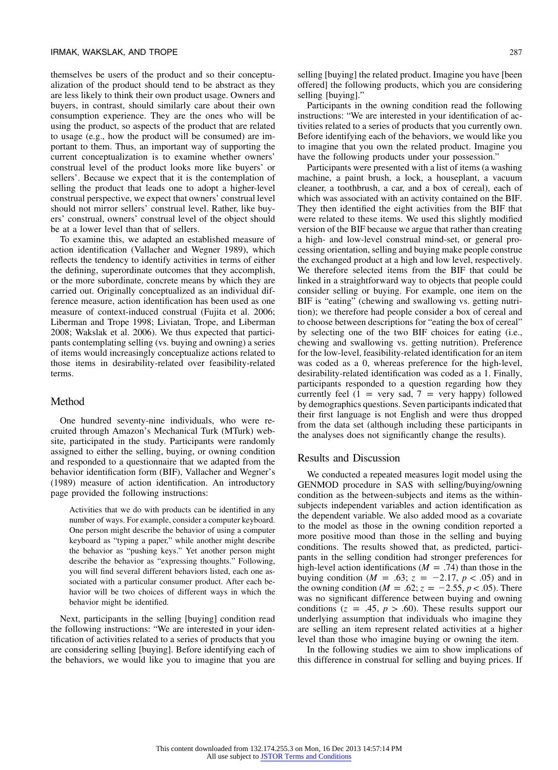themselves be users of the product and so their conceptualization of the product should tend to be abstract as they are less likely to think their own product usage. Owners and buyers, in contrast, should similarly care about their own consumption experience. They are the ones who will be using the product, so aspects of the product that are related to usage (e.g., how the product will be consumed) are important to them. Thus, an important way of supporting the current conceptualization is to examine whether owners' construal level of the product looks more like buyers' or sellers'. Because we expect that it is the contemplation of selling the product that leads one to adopt a higher-level construal perspective, we expect that owners' construal level should not mirror sellers' construal level. Rather, like buyers' construal, owners' construal level of the object should be at a lower level than that of sellers.

To examine this, we adapted an established measure of action identification (Vallacher and Wegner 1989), which reflects the tendency to identify activities in terms of either the defining, superordinate outcomes that they accomplish, or the more subordinate, concrete means by which they are carried out. Originally conceptualized as an individual difference measure, action identification has been used as one measure of context-induced construal (Fujita et al. 2006; Liberman and Trope 1998; Liviatan, Trope, and Liberman 2008; Wakslak et al. 2006). We thus expected that participants contemplating selling (vs. buying and owning) a series of items would increasingly conceptualize actions related to those items in desirability-related over feasibility-related terms.

## Method

One hundred seventy-nine individuals, who were recruited through Amazon's Mechanical Turk (MTurk) website, participated in the study. Participants were randomly assigned to either the selling, buying, or owning condition and responded to a questionnaire that we adapted from the behavior identification form (BIF), Vallacher and Wegner's (1989) measure of action identification. An introductory page provided the following instructions:

> Activities that we do with products can be identified in any number of ways. For example, consider a computer keyboard. One person might describe the behavior of using a computer keyboard as "typing a paper," while another might describe the behavior as "pushing keys." Yet another person might describe the behavior as "expressing thoughts." Following, you will find several different behaviors listed, each one associated with a particular consumer product. After each behavior will be two choices of different ways in which the behavior might be identified.

Next, participants in the selling [buying] condition read the following instructions: "We are interested in your identification of activities related to a series of products that you are considering selling [buying]. Before identifying each of the behaviors, we would like you to imagine that you are selling [buying] the related product. Imagine you have [been offered] the following products, which you are considering selling [buying]."

Participants in the owning condition read the following instructions: "We are interested in your identification of activities related to a series of products that you currently own. Before identifying each of the behaviors, we would like you to imagine that you own the related product. Imagine you have the following products under your possession."

Participants were presented with a list of items (a washing machine, a paint brush, a lock, a houseplant, a vacuum cleaner, a toothbrush, a car, and a box of cereal), each of which was associated with an activity contained on the BIF. They then identified the eight activities from the BIF that were related to these items. We used this slightly modified version of the BIF because we argue that rather than creating a high- and low-level construal mind-set, or general processing orientation, selling and buying make people construe the exchanged product at a high and low level, respectively. We therefore selected items from the BIF that could be linked in a straightforward way to objects that people could consider selling or buying. For example, one item on the BIF is "eating" (chewing and swallowing vs. getting nutrition); we therefore had people consider a box of cereal and to choose between descriptions for "eating the box of cereal" by selecting one of the two BIF choices for eating (i.e., chewing and swallowing vs. getting nutrition). Preference for the low-level, feasibility-related identification for an item was coded as a 0, whereas preference for the high-level, desirability-related identification was coded as a 1. Finally, participants responded to a question regarding how they currently feel (1 = very sad, 7 = very happy) followed by demographics questions. Seven participants indicated that their first language is not English and were thus dropped from the data set (although including these participants in the analyses does not significantly change the results).

## Results and Discussion

We conducted a repeated measures logit model using the GENMOD procedure in SAS with selling/buying/owning condition as the between-subjects and items as the within-subjects independent variables and action identification as the dependent variable. We also added mood as a covariate to the model as those in the owning condition reported a more positive mood than those in the selling and buying conditions. The results showed that, as predicted, participants in the selling condition had stronger preferences for high-level action identifications ($M = .74$) than those in the buying condition ($M = .63$; $z = -2.17$, $p < .05$) and in the owning condition ($M = .62$; $z = -2.55$, $p < .05$). There was no significant difference between buying and owning conditions ($z = .45$, $p > .60$). These results support our underlying assumption that individuals who imagine they are selling an item represent related activities at a higher level than those who imagine buying or owning the item.

In the following studies we aim to show implications of this difference in construal for selling and buying prices. If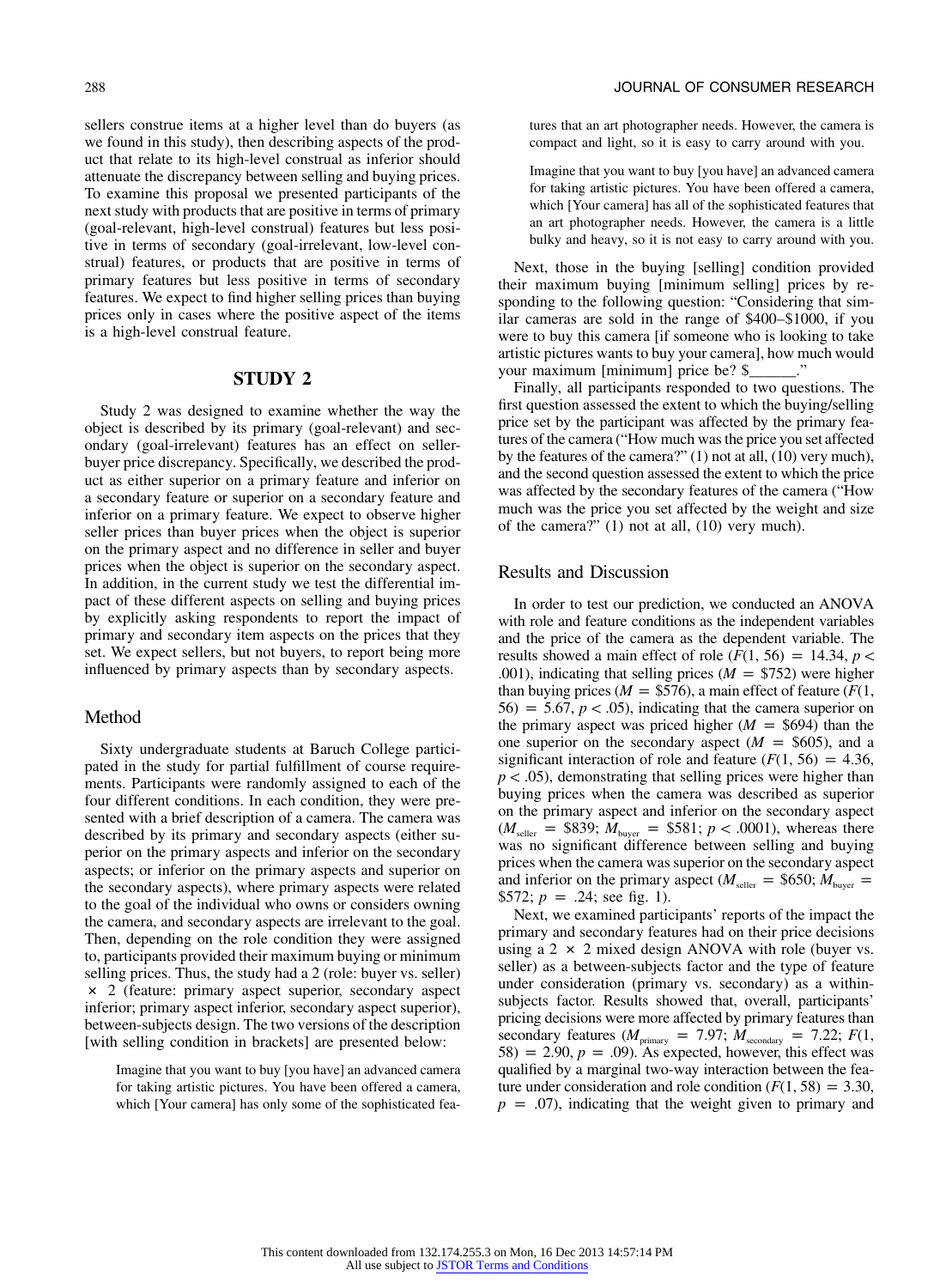sellers construe items at a higher level than do buyers (as we found in this study), then describing aspects of the product that relate to its high-level construal as inferior should attenuate the discrepancy between selling and buying prices. To examine this proposal we presented participants of the next study with products that are positive in terms of primary (goal-relevant, high-level construal) features but less positive in terms of secondary (goal-irrelevant, low-level construal) features, or products that are positive in terms of primary features but less positive in terms of secondary features. We expect to find higher selling prices than buying prices only in cases where the positive aspect of the items is a high-level construal feature.

## STUDY 2

Study 2 was designed to examine whether the way the object is described by its primary (goal-relevant) and secondary (goal-irrelevant) features has an effect on seller-buyer price discrepancy. Specifically, we described the product as either superior on a primary feature and inferior on a secondary feature or superior on a secondary feature and inferior on a primary feature. We expect to observe higher seller prices than buyer prices when the object is superior on the primary aspect and no difference in seller and buyer prices when the object is superior on the secondary aspect. In addition, in the current study we test the differential impact of these different aspects on selling and buying prices by explicitly asking respondents to report the impact of primary and secondary item aspects on the prices that they set. We expect sellers, but not buyers, to report being more influenced by primary aspects than by secondary aspects.

### Method

Sixty undergraduate students at Baruch College participated in the study for partial fulfillment of course requirements. Participants were randomly assigned to each of the four different conditions. In each condition, they were presented with a brief description of a camera. The camera was described by its primary and secondary aspects (either superior on the primary aspects and inferior on the secondary aspects; or inferior on the primary aspects and superior on the secondary aspects), where primary aspects were related to the goal of the individual who owns or considers owning the camera, and secondary aspects are irrelevant to the goal. Then, depending on the role condition they were assigned to, participants provided their maximum buying or minimum selling prices. Thus, the study had a 2 (role: buyer vs. seller) × 2 (feature: primary aspect superior, secondary aspect inferior; primary aspect inferior, secondary aspect superior), between-subjects design. The two versions of the description [with selling condition in brackets] are presented below:

> Imagine that you want to buy [you have] an advanced camera for taking artistic pictures. You have been offered a camera, which [Your camera] has only some of the sophisticated features that an art photographer needs. However, the camera is compact and light, so it is easy to carry around with you.

> Imagine that you want to buy [you have] an advanced camera for taking artistic pictures. You have been offered a camera, which [Your camera] has all of the sophisticated features that an art photographer needs. However, the camera is a little bulky and heavy, so it is not easy to carry around with you.

Next, those in the buying [selling] condition provided their maximum buying [minimum selling] prices by responding to the following question: "Considering that similar cameras are sold in the range of \$400–\$1000, if you were to buy this camera [if someone who is looking to take artistic pictures wants to buy your camera], how much would your maximum [minimum] price be? \$______."

Finally, all participants responded to two questions. The first question assessed the extent to which the buying/selling price set by the participant was affected by the primary features of the camera ("How much was the price you set affected by the features of the camera?" (1) not at all, (10) very much), and the second question assessed the extent to which the price was affected by the secondary features of the camera ("How much was the price you set affected by the weight and size of the camera?" (1) not at all, (10) very much).

### Results and Discussion

In order to test our prediction, we conducted an ANOVA with role and feature conditions as the independent variables and the price of the camera as the dependent variable. The results showed a main effect of role ($F(1, 56) = 14.34$, $p < .001$), indicating that selling prices ($M$ = \$752) were higher than buying prices ($M$ = \$576), a main effect of feature ($F(1, 56) = 5.67$, $p < .05$), indicating that the camera superior on the primary aspect was priced higher ($M$ = \$694) than the one superior on the secondary aspect ($M$ = \$605), and a significant interaction of role and feature ($F(1, 56) = 4.36$, $p < .05$), demonstrating that selling prices were higher than buying prices when the camera was described as superior on the primary aspect and inferior on the secondary aspect ($M_{\text{seller}}$ = \$839; $M_{\text{buyer}}$ = \$581; $p < .0001$), whereas there was no significant difference between selling and buying prices when the camera was superior on the secondary aspect and inferior on the primary aspect ($M_{\text{seller}}$ = \$650; $M_{\text{buyer}}$ = \$572; $p = .24$; see fig. 1).

Next, we examined participants' reports of the impact the primary and secondary features had on their price decisions using a 2 × 2 mixed design ANOVA with role (buyer vs. seller) as a between-subjects factor and the type of feature under consideration (primary vs. secondary) as a within-subjects factor. Results showed that, overall, participants' pricing decisions were more affected by primary features than secondary features ($M_{\text{primary}} = 7.97$; $M_{\text{secondary}} = 7.22$; $F(1, 58) = 2.90$, $p = .09$). As expected, however, this effect was qualified by a marginal two-way interaction between the feature under consideration and role condition ($F(1, 58) = 3.30$, $p = .07$), indicating that the weight given to primary and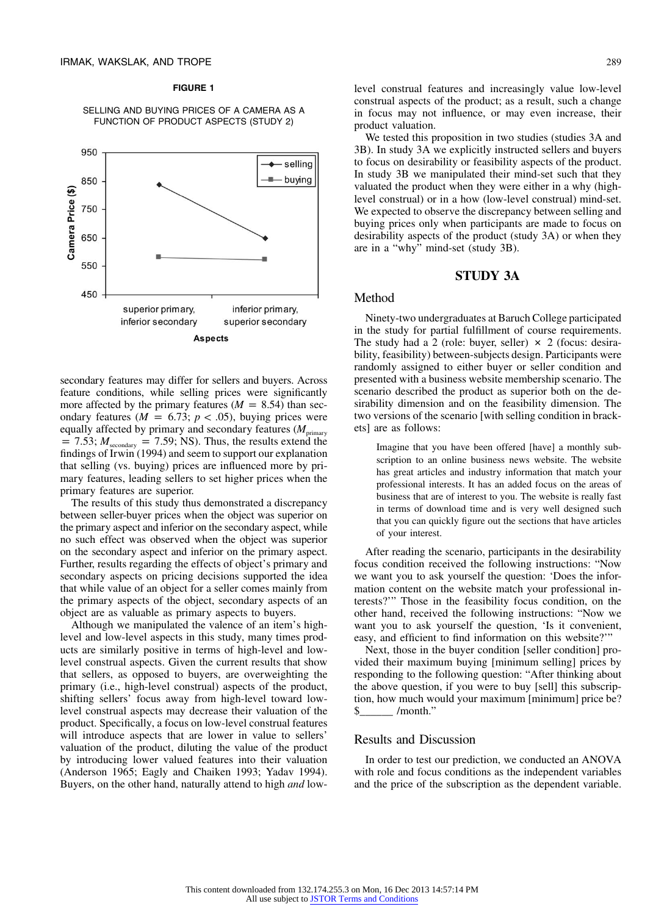**FIGURE 1**

SELLING AND BUYING PRICES OF A CAMERA AS A FUNCTION OF PRODUCT ASPECTS (STUDY 2)

secondary features may differ for sellers and buyers. Across feature conditions, while selling prices were significantly more affected by the primary features ($M$ = 8.54) than secondary features ($M$ = 6.73; $p < .05$), buying prices were equally affected by primary and secondary features ($M_{primary}$ = 7.53; $M_{secondary}$ = 7.59; NS). Thus, the results extend the findings of Irwin (1994) and seem to support our explanation that selling (vs. buying) prices are influenced more by primary features, leading sellers to set higher prices when the primary features are superior.

The results of this study thus demonstrated a discrepancy between seller-buyer prices when the object was superior on the primary aspect and inferior on the secondary aspect, while no such effect was observed when the object was superior on the secondary aspect and inferior on the primary aspect. Further, results regarding the effects of object's primary and secondary aspects on pricing decisions supported the idea that while value of an object for a seller comes mainly from the primary aspects of the object, secondary aspects of an object are as valuable as primary aspects to buyers.

Although we manipulated the valence of an item's high-level and low-level aspects in this study, many times products are similarly positive in terms of high-level and low-level construal aspects. Given the current results that show that sellers, as opposed to buyers, are overweighting the primary (i.e., high-level construal) aspects of the product, shifting sellers' focus away from high-level toward low-level construal aspects may decrease their valuation of the product. Specifically, a focus on low-level construal features will introduce aspects that are lower in value to sellers' valuation of the product, diluting the value of the product by introducing lower valued features into their valuation (Anderson 1965; Eagly and Chaiken 1993; Yadav 1994). Buyers, on the other hand, naturally attend to high *and* low-level construal features and increasingly value low-level construal aspects of the product; as a result, such a change in focus may not influence, or may even increase, their product valuation.

We tested this proposition in two studies (studies 3A and 3B). In study 3A we explicitly instructed sellers and buyers to focus on desirability or feasibility aspects of the product. In study 3B we manipulated their mind-set such that they valuated the product when they were either in a why (high-level construal) or in a how (low-level construal) mind-set. We expected to observe the discrepancy between selling and buying prices only when participants are made to focus on desirability aspects of the product (study 3A) or when they are in a "why" mind-set (study 3B).

## STUDY 3A

### Method

Ninety-two undergraduates at Baruch College participated in the study for partial fulfillment of course requirements. The study had a 2 (role: buyer, seller) × 2 (focus: desirability, feasibility) between-subjects design. Participants were randomly assigned to either buyer or seller condition and presented with a business website membership scenario. The scenario described the product as superior both on the desirability dimension and on the feasibility dimension. The two versions of the scenario [with selling condition in brackets] are as follows:

> Imagine that you have been offered [have] a monthly subscription to an online business news website. The website has great articles and industry information that match your professional interests. It has an added focus on the areas of business that are of interest to you. The website is really fast in terms of download time and is very well designed such that you can quickly figure out the sections that have articles of your interest.

After reading the scenario, participants in the desirability focus condition received the following instructions: "Now we want you to ask yourself the question: 'Does the information content on the website match your professional interests?'" Those in the feasibility focus condition, on the other hand, received the following instructions: "Now we want you to ask yourself the question, 'Is it convenient, easy, and efficient to find information on this website?'"

Next, those in the buyer condition [seller condition] provided their maximum buying [minimum selling] prices by responding to the following question: "After thinking about the above question, if you were to buy [sell] this subscription, how much would your maximum [minimum] price be? $______ /month."

### Results and Discussion

In order to test our prediction, we conducted an ANOVA with role and focus conditions as the independent variables and the price of the subscription as the dependent variable.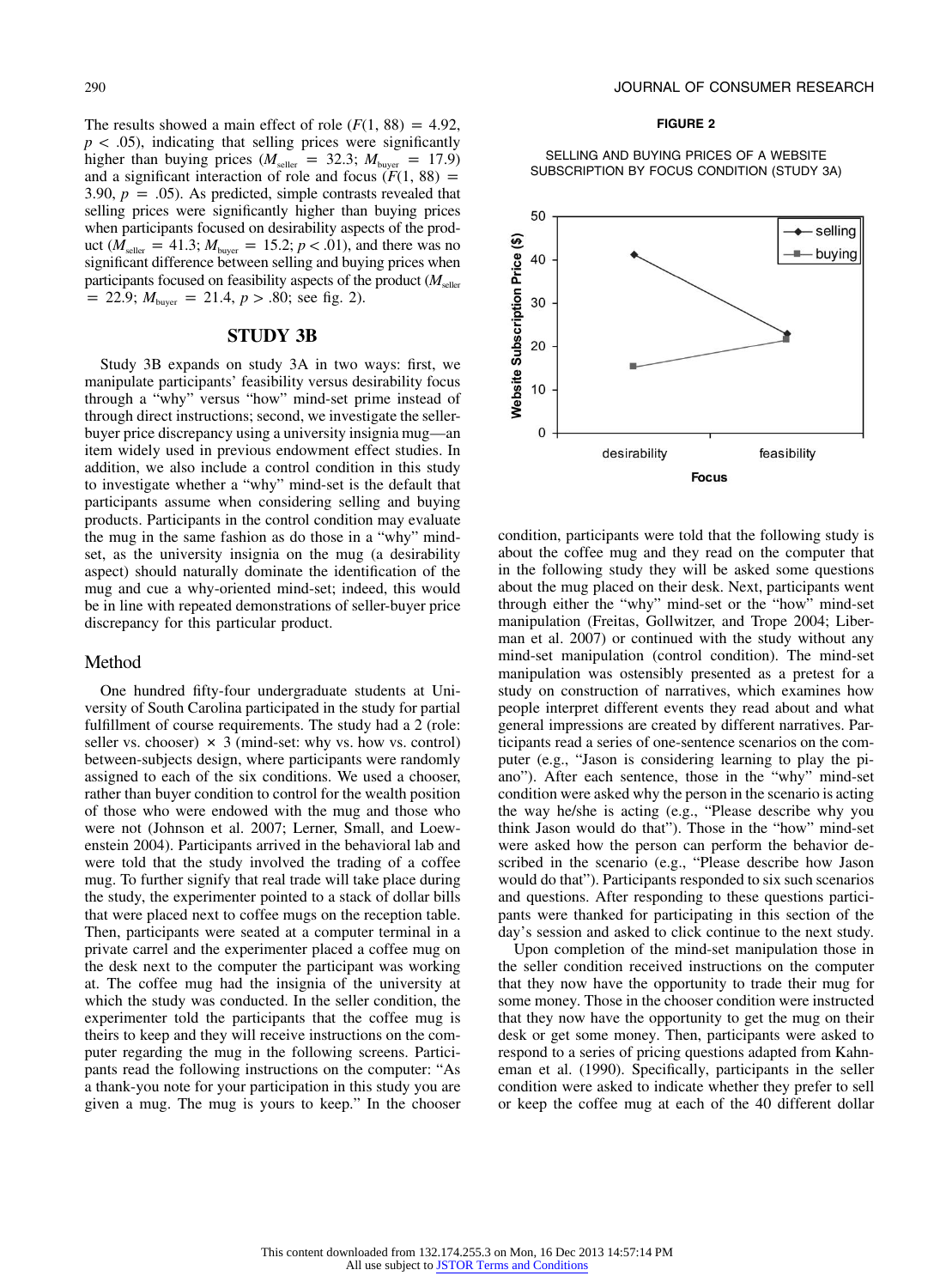The results showed a main effect of role ($F(1, 88) = 4.92$, $p < .05$), indicating that selling prices were significantly higher than buying prices ($M_{seller} = 32.3$; $M_{buyer} = 17.9$) and a significant interaction of role and focus ($F(1, 88) = 3.90$, $p = .05$). As predicted, simple contrasts revealed that selling prices were significantly higher than buying prices when participants focused on desirability aspects of the product ($M_{seller} = 41.3$; $M_{buyer} = 15.2$; $p < .01$), and there was no significant difference between selling and buying prices when participants focused on feasibility aspects of the product ($M_{seller} = 22.9$; $M_{buyer} = 21.4$, $p > .80$; see fig. 2).

## STUDY 3B

Study 3B expands on study 3A in two ways: first, we manipulate participants' feasibility versus desirability focus through a "why" versus "how" mind-set prime instead of through direct instructions; second, we investigate the seller-buyer price discrepancy using a university insignia mug—an item widely used in previous endowment effect studies. In addition, we also include a control condition in this study to investigate whether a "why" mind-set is the default that participants assume when considering selling and buying products. Participants in the control condition may evaluate the mug in the same fashion as do those in a "why" mind-set, as the university insignia on the mug (a desirability aspect) should naturally dominate the identification of the mug and cue a why-oriented mind-set; indeed, this would be in line with repeated demonstrations of seller-buyer price discrepancy for this particular product.

### Method

One hundred fifty-four undergraduate students at University of South Carolina participated in the study for partial fulfillment of course requirements. The study had a 2 (role: seller vs. chooser) × 3 (mind-set: why vs. how vs. control) between-subjects design, where participants were randomly assigned to each of the six conditions. We used a chooser, rather than buyer condition to control for the wealth position of those who were endowed with the mug and those who were not (Johnson et al. 2007; Lerner, Small, and Loewenstein 2004). Participants arrived in the behavioral lab and were told that the study involved the trading of a coffee mug. To further signify that real trade will take place during the study, the experimenter pointed to a stack of dollar bills that were placed next to coffee mugs on the reception table. Then, participants were seated at a computer terminal in a private carrel and the experimenter placed a coffee mug on the desk next to the computer the participant was working at. The coffee mug had the insignia of the university at which the study was conducted. In the seller condition, the experimenter told the participants that the coffee mug is theirs to keep and they will receive instructions on the computer regarding the mug in the following screens. Participants read the following instructions on the computer: "As a thank-you note for your participation in this study you are given a mug. The mug is yours to keep." In the chooser condition, participants were told that the following study is about the coffee mug and they read on the computer that in the following study they will be asked some questions about the mug placed on their desk. Next, participants went through either the "why" mind-set or the "how" mind-set manipulation (Freitas, Gollwitzer, and Trope 2004; Liberman et al. 2007) or continued with the study without any mind-set manipulation (control condition). The mind-set manipulation was ostensibly presented as a pretest for a study on construction of narratives, which examines how people interpret different events they read about and what general impressions are created by different narratives. Participants read a series of one-sentence scenarios on the computer (e.g., "Jason is considering learning to play the piano"). After each sentence, those in the "why" mind-set condition were asked why the person in the scenario is acting the way he/she is acting (e.g., "Please describe why you think Jason would do that"). Those in the "how" mind-set were asked how the person can perform the behavior described in the scenario (e.g., "Please describe how Jason would do that"). Participants responded to six such scenarios and questions. After responding to these questions participants were thanked for participating in this section of the day's session and asked to click continue to the next study.

Upon completion of the mind-set manipulation those in the seller condition received instructions on the computer that they now have the opportunity to trade their mug for some money. Those in the chooser condition were instructed that they now have the opportunity to get the mug on their desk or get some money. Then, participants were asked to respond to a series of pricing questions adapted from Kahneman et al. (1990). Specifically, participants in the seller condition were asked to indicate whether they prefer to sell or keep the coffee mug at each of the 40 different dollar

**FIGURE 2**

SELLING AND BUYING PRICES OF A WEBSITE SUBSCRIPTION BY FOCUS CONDITION (STUDY 3A)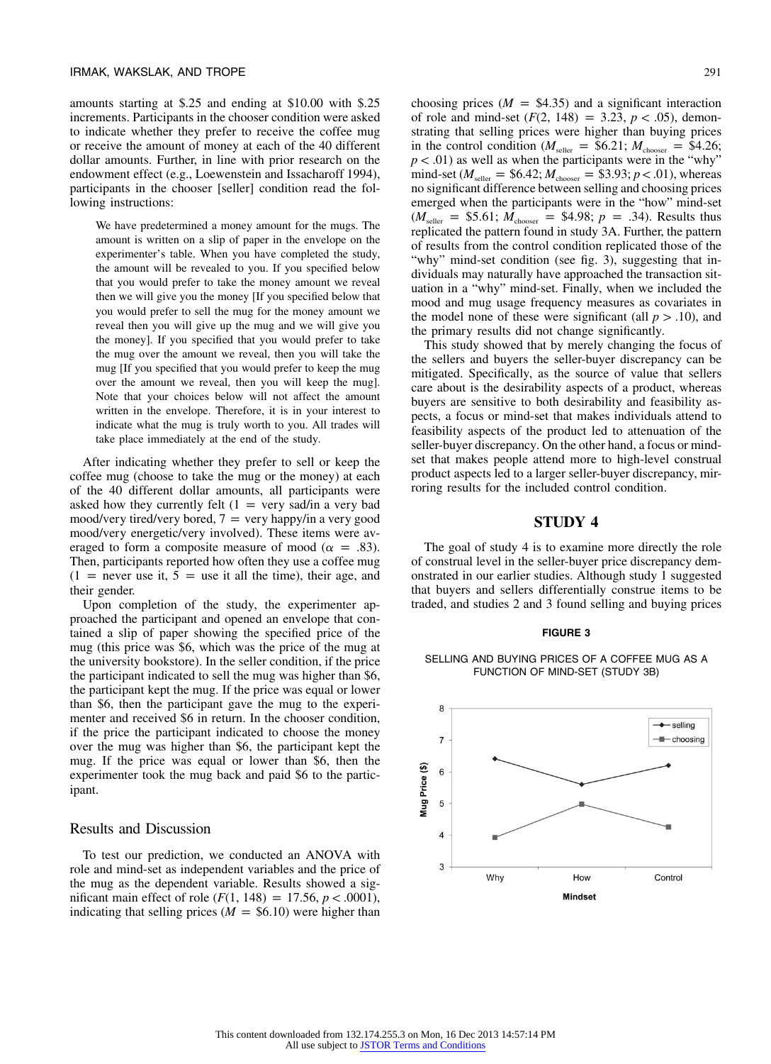amounts starting at \$.25 and ending at \$10.00 with \$.25 increments. Participants in the chooser condition were asked to indicate whether they prefer to receive the coffee mug or receive the amount of money at each of the 40 different dollar amounts. Further, in line with prior research on the endowment effect (e.g., Loewenstein and Issacharoff 1994), participants in the chooser [seller] condition read the following instructions:

> We have predetermined a money amount for the mugs. The amount is written on a slip of paper in the envelope on the experimenter's table. When you have completed the study, the amount will be revealed to you. If you specified below that you would prefer to take the money amount we reveal then we will give you the money [If you specified below that you would prefer to sell the mug for the money amount we reveal then you will give up the mug and we will give you the money]. If you specified that you would prefer to take the mug over the amount we reveal, then you will take the mug [If you specified that you would prefer to keep the mug over the amount we reveal, then you will keep the mug]. Note that your choices below will not affect the amount written in the envelope. Therefore, it is in your interest to indicate what the mug is truly worth to you. All trades will take place immediately at the end of the study.

After indicating whether they prefer to sell or keep the coffee mug (choose to take the mug or the money) at each of the 40 different dollar amounts, all participants were asked how they currently felt (1 = very sad/in a very bad mood/very tired/very bored, 7 = very happy/in a very good mood/very energetic/very involved). These items were averaged to form a composite measure of mood ($\alpha$ = .83). Then, participants reported how often they use a coffee mug (1 = never use it, 5 = use it all the time), their age, and their gender.

Upon completion of the study, the experimenter approached the participant and opened an envelope that contained a slip of paper showing the specified price of the mug (this price was \$6, which was the price of the mug at the university bookstore). In the seller condition, if the price the participant indicated to sell the mug was higher than \$6, the participant kept the mug. If the price was equal or lower than \$6, then the participant gave the mug to the experimenter and received \$6 in return. In the chooser condition, if the price the participant indicated to choose the money over the mug was higher than \$6, the participant kept the mug. If the price was equal or lower than \$6, then the experimenter took the mug back and paid \$6 to the participant.

## Results and Discussion

To test our prediction, we conducted an ANOVA with role and mind-set as independent variables and the price of the mug as the dependent variable. Results showed a significant main effect of role ($F(1, 148) = 17.56$, $p < .0001$), indicating that selling prices ($M$ = \$6.10) were higher than choosing prices ($M$ = \$4.35) and a significant interaction of role and mind-set ($F(2, 148) = 3.23$, $p < .05$), demonstrating that selling prices were higher than buying prices in the control condition ($M_{seller}$ = \$6.21; $M_{chooser}$ = \$4.26; $p < .01$) as well as when the participants were in the "why" mind-set ($M_{seller}$ = \$6.42; $M_{chooser}$ = \$3.93; $p < .01$), whereas no significant difference between selling and choosing prices emerged when the participants were in the "how" mind-set ($M_{seller}$ = \$5.61; $M_{chooser}$ = \$4.98; $p$ = .34). Results thus replicated the pattern found in study 3A. Further, the pattern of results from the control condition replicated those of the "why" mind-set condition (see fig. 3), suggesting that individuals may naturally have approached the transaction situation in a "why" mind-set. Finally, when we included the mood and mug usage frequency measures as covariates in the model none of these were significant (all $p > .10$), and the primary results did not change significantly.

This study showed that by merely changing the focus of the sellers and buyers the seller-buyer discrepancy can be mitigated. Specifically, as the source of value that sellers care about is the desirability aspects of a product, whereas buyers are sensitive to both desirability and feasibility aspects, a focus or mind-set that makes individuals attend to feasibility aspects of the product led to attenuation of the seller-buyer discrepancy. On the other hand, a focus or mind-set that makes people attend more to high-level construal product aspects led to a larger seller-buyer discrepancy, mirroring results for the included control condition.

# STUDY 4

The goal of study 4 is to examine more directly the role of construal level in the seller-buyer price discrepancy demonstrated in our earlier studies. Although study 1 suggested that buyers and sellers differentially construe items to be traded, and studies 2 and 3 found selling and buying prices

**FIGURE 3**

SELLING AND BUYING PRICES OF A COFFEE MUG AS A FUNCTION OF MIND-SET (STUDY 3B)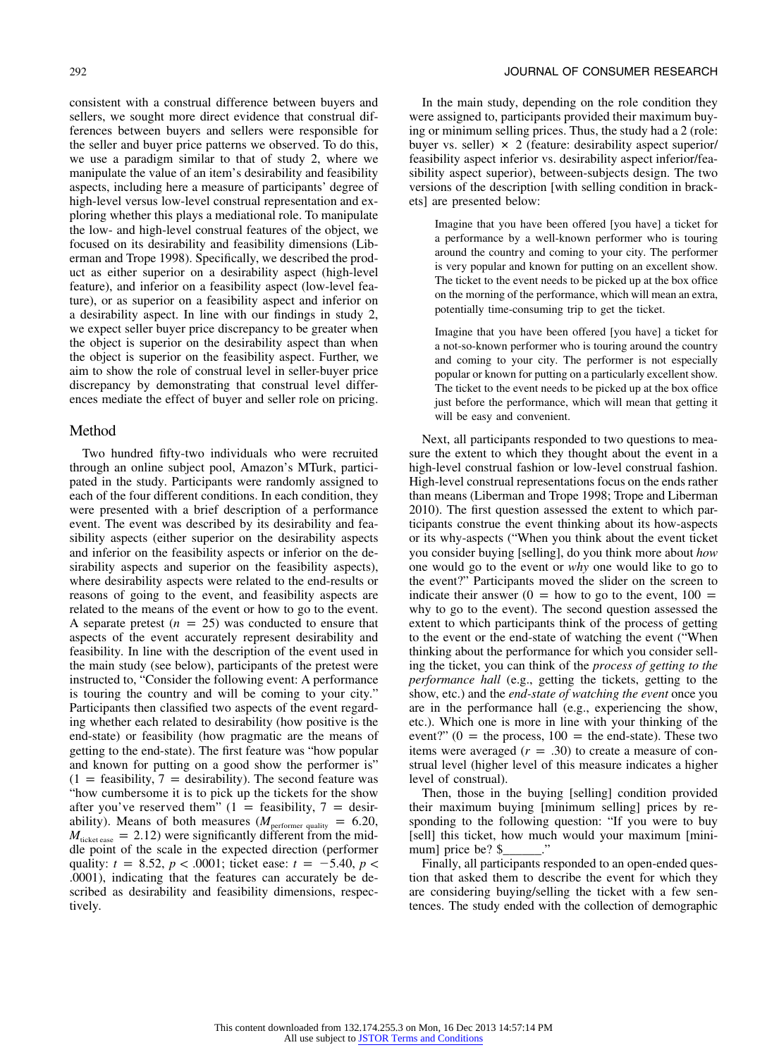consistent with a construal difference between buyers and sellers, we sought more direct evidence that construal differences between buyers and sellers were responsible for the seller and buyer price patterns we observed. To do this, we use a paradigm similar to that of study 2, where we manipulate the value of an item's desirability and feasibility aspects, including here a measure of participants' degree of high-level versus low-level construal representation and exploring whether this plays a mediational role. To manipulate the low- and high-level construal features of the object, we focused on its desirability and feasibility dimensions (Liberman and Trope 1998). Specifically, we described the product as either superior on a desirability aspect (high-level feature), and inferior on a feasibility aspect (low-level feature), or as superior on a feasibility aspect and inferior on a desirability aspect. In line with our findings in study 2, we expect seller buyer price discrepancy to be greater when the object is superior on the desirability aspect than when the object is superior on the feasibility aspect. Further, we aim to show the role of construal level in seller-buyer price discrepancy by demonstrating that construal level differences mediate the effect of buyer and seller role on pricing.

## Method

Two hundred fifty-two individuals who were recruited through an online subject pool, Amazon's MTurk, participated in the study. Participants were randomly assigned to each of the four different conditions. In each condition, they were presented with a brief description of a performance event. The event was described by its desirability and feasibility aspects (either superior on the desirability aspects and inferior on the feasibility aspects or inferior on the desirability aspects and superior on the feasibility aspects), where desirability aspects were related to the end-results or reasons of going to the event, and feasibility aspects are related to the means of the event or how to go to the event. A separate pretest ($n = 25$) was conducted to ensure that aspects of the event accurately represent desirability and feasibility. In line with the description of the event used in the main study (see below), participants of the pretest were instructed to, "Consider the following event: A performance is touring the country and will be coming to your city." Participants then classified two aspects of the event regarding whether each related to desirability (how positive is the end-state) or feasibility (how pragmatic are the means of getting to the end-state). The first feature was "how popular and known for putting on a good show the performer is" ($1 =$ feasibility, $7 =$ desirability). The second feature was "how cumbersome it is to pick up the tickets for the show after you've reserved them" ($1 =$ feasibility, $7 =$ desirability). Means of both measures ($M_{\text{performer quality}} = 6.20$, $M_{\text{ticket ease}} = 2.12$) were significantly different from the middle point of the scale in the expected direction (performer quality: $t = 8.52$, $p < .0001$; ticket ease: $t = -5.40$, $p < .0001$), indicating that the features can accurately be described as desirability and feasibility dimensions, respectively.

In the main study, depending on the role condition they were assigned to, participants provided their maximum buying or minimum selling prices. Thus, the study had a 2 (role: buyer vs. seller) × 2 (feature: desirability aspect superior/feasibility aspect inferior vs. desirability aspect inferior/feasibility aspect superior), between-subjects design. The two versions of the description [with selling condition in brackets] are presented below:

> Imagine that you have been offered [you have] a ticket for a performance by a well-known performer who is touring around the country and coming to your city. The performer is very popular and known for putting on an excellent show. The ticket to the event needs to be picked up at the box office on the morning of the performance, which will mean an extra, potentially time-consuming trip to get the ticket.

> Imagine that you have been offered [you have] a ticket for a not-so-known performer who is touring around the country and coming to your city. The performer is not especially popular or known for putting on a particularly excellent show. The ticket to the event needs to be picked up at the box office just before the performance, which will mean that getting it will be easy and convenient.

Next, all participants responded to two questions to measure the extent to which they thought about the event in a high-level construal fashion or low-level construal fashion. High-level construal representations focus on the ends rather than means (Liberman and Trope 1998; Trope and Liberman 2010). The first question assessed the extent to which participants construe the event thinking about its how-aspects or its why-aspects ("When you think about the event ticket you consider buying [selling], do you think more about *how* one would go to the event or *why* one would like to go to the event?" Participants moved the slider on the screen to indicate their answer ($0 =$ how to go to the event, $100 =$ why to go to the event). The second question assessed the extent to which participants think of the process of getting to the event or the end-state of watching the event ("When thinking about the performance for which you consider selling the ticket, you can think of the *process of getting to the performance hall* (e.g., getting the tickets, getting to the show, etc.) and the *end-state of watching the event* once you are in the performance hall (e.g., experiencing the show, etc.). Which one is more in line with your thinking of the event?" ($0 =$ the process, $100 =$ the end-state). These two items were averaged ($r = .30$) to create a measure of construal level (higher level of this measure indicates a higher level of construal).

Then, those in the buying [selling] condition provided their maximum buying [minimum selling] prices by responding to the following question: "If you were to buy [sell] this ticket, how much would your maximum [minimum] price be? $______."

Finally, all participants responded to an open-ended question that asked them to describe the event for which they are considering buying/selling the ticket with a few sentences. The study ended with the collection of demographic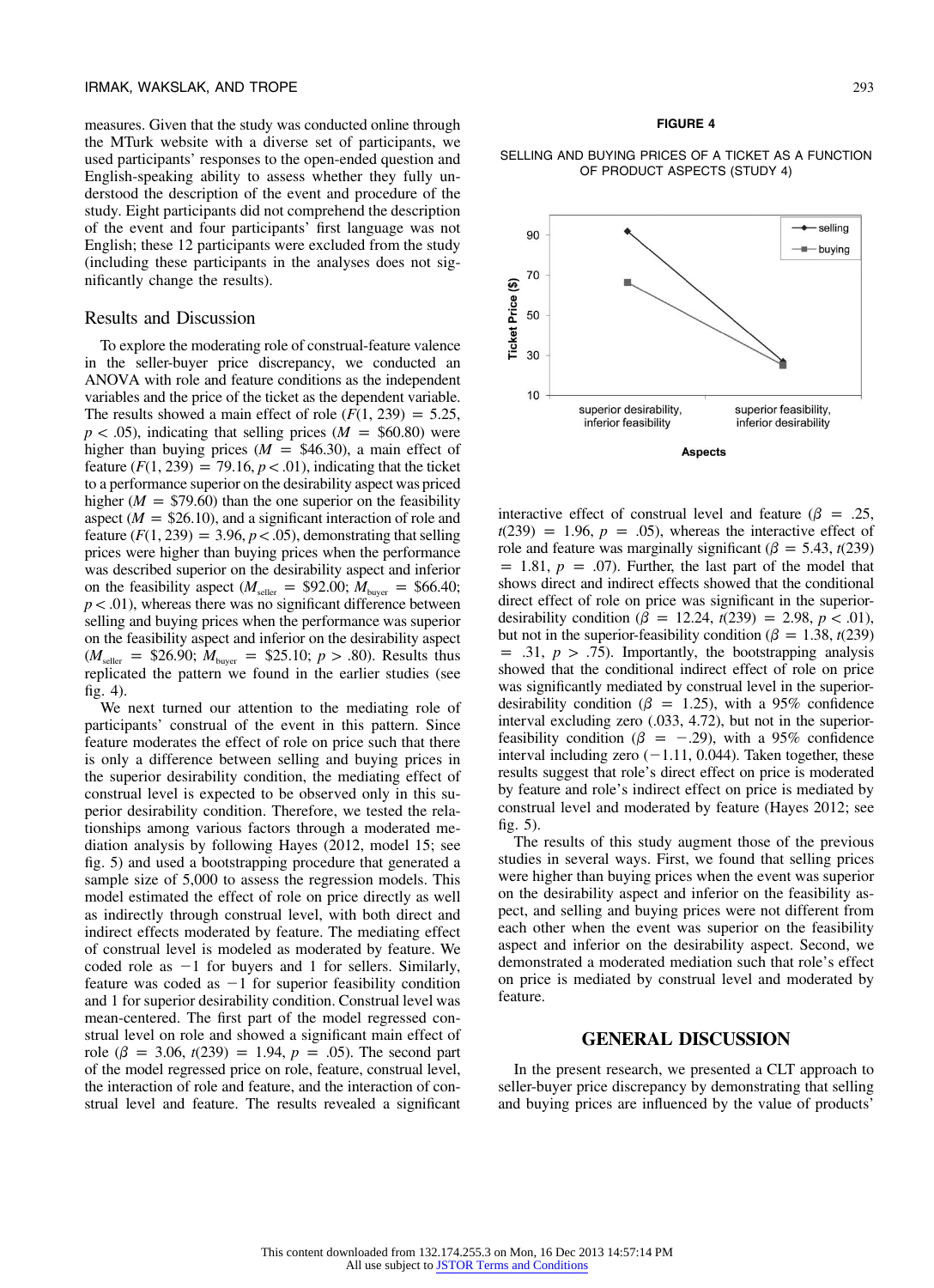measures. Given that the study was conducted online through the MTurk website with a diverse set of participants, we used participants' responses to the open-ended question and English-speaking ability to assess whether they fully understood the description of the event and procedure of the study. Eight participants did not comprehend the description of the event and four participants' first language was not English; these 12 participants were excluded from the study (including these participants in the analyses does not significantly change the results).

## Results and Discussion

To explore the moderating role of construal-feature valence in the seller-buyer price discrepancy, we conducted an ANOVA with role and feature conditions as the independent variables and the price of the ticket as the dependent variable. The results showed a main effect of role ($F(1, 239) = 5.25$, $p < .05$), indicating that selling prices ($M = \$60.80$) were higher than buying prices ($M = \$46.30$), a main effect of feature ($F(1, 239) = 79.16$, $p < .01$), indicating that the ticket to a performance superior on the desirability aspect was priced higher ($M = \$79.60$) than the one superior on the feasibility aspect ($M = \$26.10$), and a significant interaction of role and feature ($F(1, 239) = 3.96$, $p < .05$), demonstrating that selling prices were higher than buying prices when the performance was described superior on the desirability aspect and inferior on the feasibility aspect ($M_{seller} = \$92.00$; $M_{buyer} = \$66.40$; $p < .01$), whereas there was no significant difference between selling and buying prices when the performance was superior on the feasibility aspect and inferior on the desirability aspect ($M_{seller} = \$26.90$; $M_{buyer} = \$25.10$; $p > .80$). Results thus replicated the pattern we found in the earlier studies (see fig. 4).

We next turned our attention to the mediating role of participants' construal of the event in this pattern. Since feature moderates the effect of role on price such that there is only a difference between selling and buying prices in the superior desirability condition, the mediating effect of construal level is expected to be observed only in this superior desirability condition. Therefore, we tested the relationships among various factors through a moderated mediation analysis by following Hayes (2012, model 15; see fig. 5) and used a bootstrapping procedure that generated a sample size of 5,000 to assess the regression models. This model estimated the effect of role on price directly as well as indirectly through construal level, with both direct and indirect effects moderated by feature. The mediating effect of construal level is modeled as moderated by feature. We coded role as −1 for buyers and 1 for sellers. Similarly, feature was coded as −1 for superior feasibility condition and 1 for superior desirability condition. Construal level was mean-centered. The first part of the model regressed construal level on role and showed a significant main effect of role ($\beta = 3.06$, $t(239) = 1.94$, $p = .05$). The second part of the model regressed price on role, feature, construal level, the interaction of role and feature, and the interaction of construal level and feature. The results revealed a significant interactive effect of construal level and feature ($\beta = .25$, $t(239) = 1.96$, $p = .05$), whereas the interactive effect of role and feature was marginally significant ($\beta = 5.43$, $t(239) = 1.81$, $p = .07$). Further, the last part of the model that shows direct and indirect effects showed that the conditional direct effect of role on price was significant in the superior-desirability condition ($\beta = 12.24$, $t(239) = 2.98$, $p < .01$), but not in the superior-feasibility condition ($\beta = 1.38$, $t(239) = .31$, $p > .75$). Importantly, the bootstrapping analysis showed that the conditional indirect effect of role on price was significantly mediated by construal level in the superior-desirability condition ($\beta = 1.25$), with a 95% confidence interval excluding zero (.033, 4.72), but not in the superior-feasibility condition ($\beta = -.29$), with a 95% confidence interval including zero (−1.11, 0.044). Taken together, these results suggest that role's direct effect on price is moderated by feature and role's indirect effect on price is mediated by construal level and moderated by feature (Hayes 2012; see fig. 5).

**FIGURE 4**

SELLING AND BUYING PRICES OF A TICKET AS A FUNCTION OF PRODUCT ASPECTS (STUDY 4)

The results of this study augment those of the previous studies in several ways. First, we found that selling prices were higher than buying prices when the event was superior on the desirability aspect and inferior on the feasibility aspect, and selling and buying prices were not different from each other when the event was superior on the feasibility aspect and inferior on the desirability aspect. Second, we demonstrated a moderated mediation such that role's effect on price is mediated by construal level and moderated by feature.

# GENERAL DISCUSSION

In the present research, we presented a CLT approach to seller-buyer price discrepancy by demonstrating that selling and buying prices are influenced by the value of products'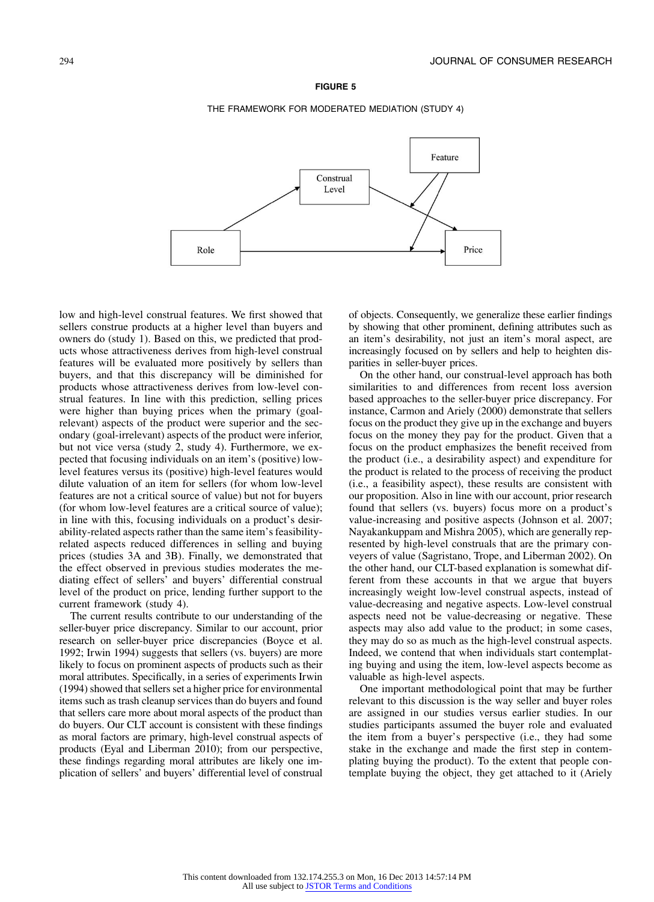**FIGURE 5**

THE FRAMEWORK FOR MODERATED MEDIATION (STUDY 4)

Construal Level

Feature

Role

Price

low and high-level construal features. We first showed that sellers construe products at a higher level than buyers and owners do (study 1). Based on this, we predicted that products whose attractiveness derives from high-level construal features will be evaluated more positively by sellers than buyers, and that this discrepancy will be diminished for products whose attractiveness derives from low-level construal features. In line with this prediction, selling prices were higher than buying prices when the primary (goal-relevant) aspects of the product were superior and the secondary (goal-irrelevant) aspects of the product were inferior, but not vice versa (study 2, study 4). Furthermore, we expected that focusing individuals on an item's (positive) low-level features versus its (positive) high-level features would dilute valuation of an item for sellers (for whom low-level features are not a critical source of value) but not for buyers (for whom low-level features are a critical source of value); in line with this, focusing individuals on a product's desirability-related aspects rather than the same item's feasibility-related aspects reduced differences in selling and buying prices (studies 3A and 3B). Finally, we demonstrated that the effect observed in previous studies moderates the mediating effect of sellers' and buyers' differential construal level of the product on price, lending further support to the current framework (study 4).

The current results contribute to our understanding of the seller-buyer price discrepancy. Similar to our account, prior research on seller-buyer price discrepancies (Boyce et al. 1992; Irwin 1994) suggests that sellers (vs. buyers) are more likely to focus on prominent aspects of products such as their moral attributes. Specifically, in a series of experiments Irwin (1994) showed that sellers set a higher price for environmental items such as trash cleanup services than do buyers and found that sellers care more about moral aspects of the product than do buyers. Our CLT account is consistent with these findings as moral factors are primary, high-level construal aspects of products (Eyal and Liberman 2010); from our perspective, these findings regarding moral attributes are likely one implication of sellers' and buyers' differential level of construal of objects. Consequently, we generalize these earlier findings by showing that other prominent, defining attributes such as an item's desirability, not just an item's moral aspect, are increasingly focused on by sellers and help to heighten disparities in seller-buyer prices.

On the other hand, our construal-level approach has both similarities to and differences from recent loss aversion based approaches to the seller-buyer price discrepancy. For instance, Carmon and Ariely (2000) demonstrate that sellers focus on the product they give up in the exchange and buyers focus on the money they pay for the product. Given that a focus on the product emphasizes the benefit received from the product (i.e., a desirability aspect) and expenditure for the product is related to the process of receiving the product (i.e., a feasibility aspect), these results are consistent with our proposition. Also in line with our account, prior research found that sellers (vs. buyers) focus more on a product's value-increasing and positive aspects (Johnson et al. 2007; Nayakankuppam and Mishra 2005), which are generally represented by high-level construals that are the primary conveyers of value (Sagristano, Trope, and Liberman 2002). On the other hand, our CLT-based explanation is somewhat different from these accounts in that we argue that buyers increasingly weight low-level construal aspects, instead of value-decreasing and negative aspects. Low-level construal aspects need not be value-decreasing or negative. These aspects may also add value to the product; in some cases, they may do so as much as the high-level construal aspects. Indeed, we contend that when individuals start contemplating buying and using the item, low-level aspects become as valuable as high-level aspects.

One important methodological point that may be further relevant to this discussion is the way seller and buyer roles are assigned in our studies versus earlier studies. In our studies participants assumed the buyer role and evaluated the item from a buyer's perspective (i.e., they had some stake in the exchange and made the first step in contemplating buying the product). To the extent that people contemplate buying the object, they get attached to it (Ariely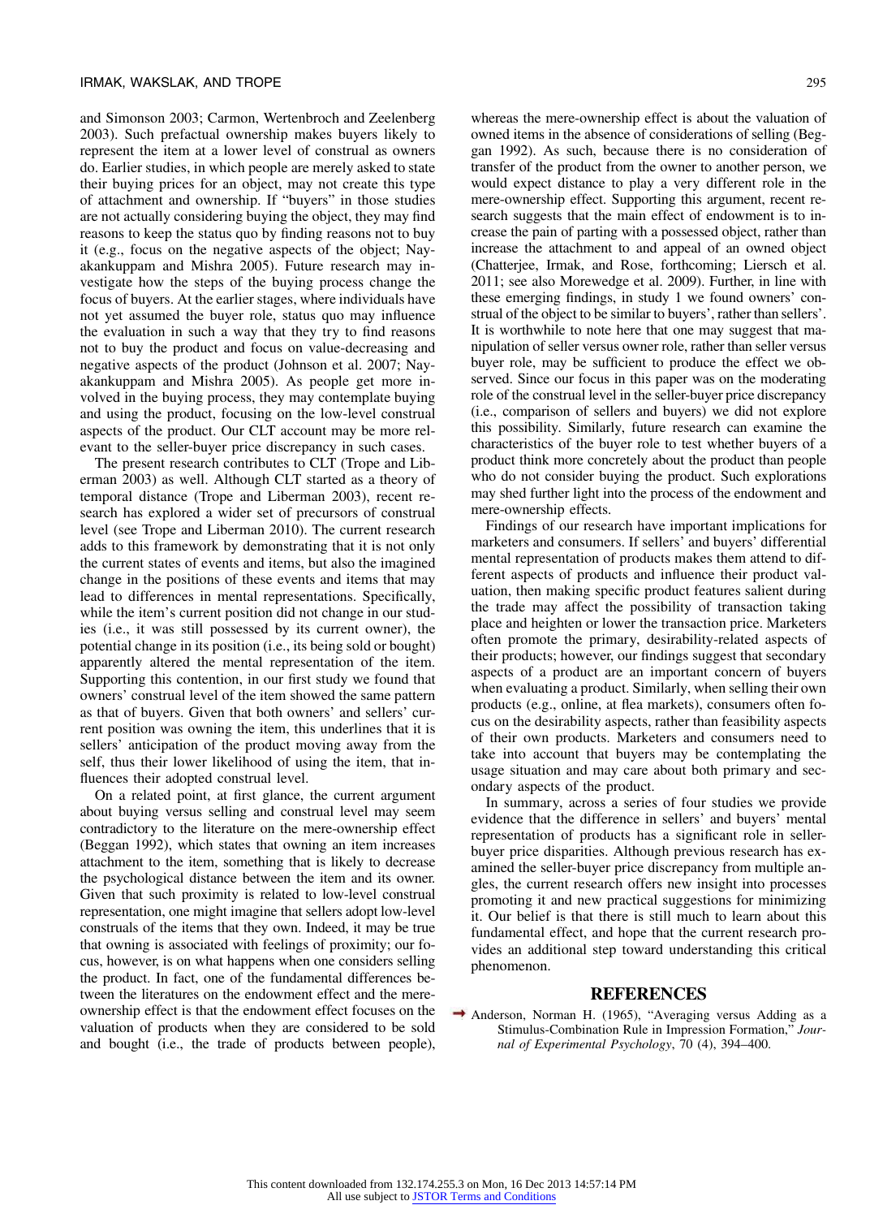and Simonson 2003; Carmon, Wertenbroch and Zeelenberg 2003). Such prefactual ownership makes buyers likely to represent the item at a lower level of construal as owners do. Earlier studies, in which people are merely asked to state their buying prices for an object, may not create this type of attachment and ownership. If "buyers" in those studies are not actually considering buying the object, they may find reasons to keep the status quo by finding reasons not to buy it (e.g., focus on the negative aspects of the object; Nayakankuppam and Mishra 2005). Future research may investigate how the steps of the buying process change the focus of buyers. At the earlier stages, where individuals have not yet assumed the buyer role, status quo may influence the evaluation in such a way that they try to find reasons not to buy the product and focus on value-decreasing and negative aspects of the product (Johnson et al. 2007; Nayakankuppam and Mishra 2005). As people get more involved in the buying process, they may contemplate buying and using the product, focusing on the low-level construal aspects of the product. Our CLT account may be more relevant to the seller-buyer price discrepancy in such cases.

The present research contributes to CLT (Trope and Liberman 2003) as well. Although CLT started as a theory of temporal distance (Trope and Liberman 2003), recent research has explored a wider set of precursors of construal level (see Trope and Liberman 2010). The current research adds to this framework by demonstrating that it is not only the current states of events and items, but also the imagined change in the positions of these events and items that may lead to differences in mental representations. Specifically, while the item's current position did not change in our studies (i.e., it was still possessed by its current owner), the potential change in its position (i.e., its being sold or bought) apparently altered the mental representation of the item. Supporting this contention, in our first study we found that owners' construal level of the item showed the same pattern as that of buyers. Given that both owners' and sellers' current position was owning the item, this underlines that it is sellers' anticipation of the product moving away from the self, thus their lower likelihood of using the item, that influences their adopted construal level.

On a related point, at first glance, the current argument about buying versus selling and construal level may seem contradictory to the literature on the mere-ownership effect (Beggan 1992), which states that owning an item increases attachment to the item, something that is likely to decrease the psychological distance between the item and its owner. Given that such proximity is related to low-level construal representation, one might imagine that sellers adopt low-level construals of the items that they own. Indeed, it may be true that owning is associated with feelings of proximity; our focus, however, is on what happens when one considers selling the product. In fact, one of the fundamental differences between the literatures on the endowment effect and the mere-ownership effect is that the endowment effect focuses on the valuation of products when they are considered to be sold and bought (i.e., the trade of products between people), whereas the mere-ownership effect is about the valuation of owned items in the absence of considerations of selling (Beggan 1992). As such, because there is no consideration of transfer of the product from the owner to another person, we would expect distance to play a very different role in the mere-ownership effect. Supporting this argument, recent research suggests that the main effect of endowment is to increase the pain of parting with a possessed object, rather than increase the attachment to and appeal of an owned object (Chatterjee, Irmak, and Rose, forthcoming; Liersch et al. 2011; see also Morewedge et al. 2009). Further, in line with these emerging findings, in study 1 we found owners' construal of the object to be similar to buyers', rather than sellers'. It is worthwhile to note here that one may suggest that manipulation of seller versus owner role, rather than seller versus buyer role, may be sufficient to produce the effect we observed. Since our focus in this paper was on the moderating role of the construal level in the seller-buyer price discrepancy (i.e., comparison of sellers and buyers) we did not explore this possibility. Similarly, future research can examine the characteristics of the buyer role to test whether buyers of a product think more concretely about the product than people who do not consider buying the product. Such explorations may shed further light into the process of the endowment and mere-ownership effects.

Findings of our research have important implications for marketers and consumers. If sellers' and buyers' differential mental representation of products makes them attend to different aspects of products and influence their product valuation, then making specific product features salient during the trade may affect the possibility of transaction taking place and heighten or lower the transaction price. Marketers often promote the primary, desirability-related aspects of their products; however, our findings suggest that secondary aspects of a product are an important concern of buyers when evaluating a product. Similarly, when selling their own products (e.g., online, at flea markets), consumers often focus on the desirability aspects, rather than feasibility aspects of their own products. Marketers and consumers need to take into account that buyers may be contemplating the usage situation and may care about both primary and secondary aspects of the product.

In summary, across a series of four studies we provide evidence that the difference in sellers' and buyers' mental representation of products has a significant role in seller-buyer price disparities. Although previous research has examined the seller-buyer price discrepancy from multiple angles, the current research offers new insight into processes promoting it and new practical suggestions for minimizing it. Our belief is that there is still much to learn about this fundamental effect, and hope that the current research provides an additional step toward understanding this critical phenomenon.

## REFERENCES

Anderson, Norman H. (1965), "Averaging versus Adding as a Stimulus-Combination Rule in Impression Formation," *Journal of Experimental Psychology*, 70 (4), 394–400.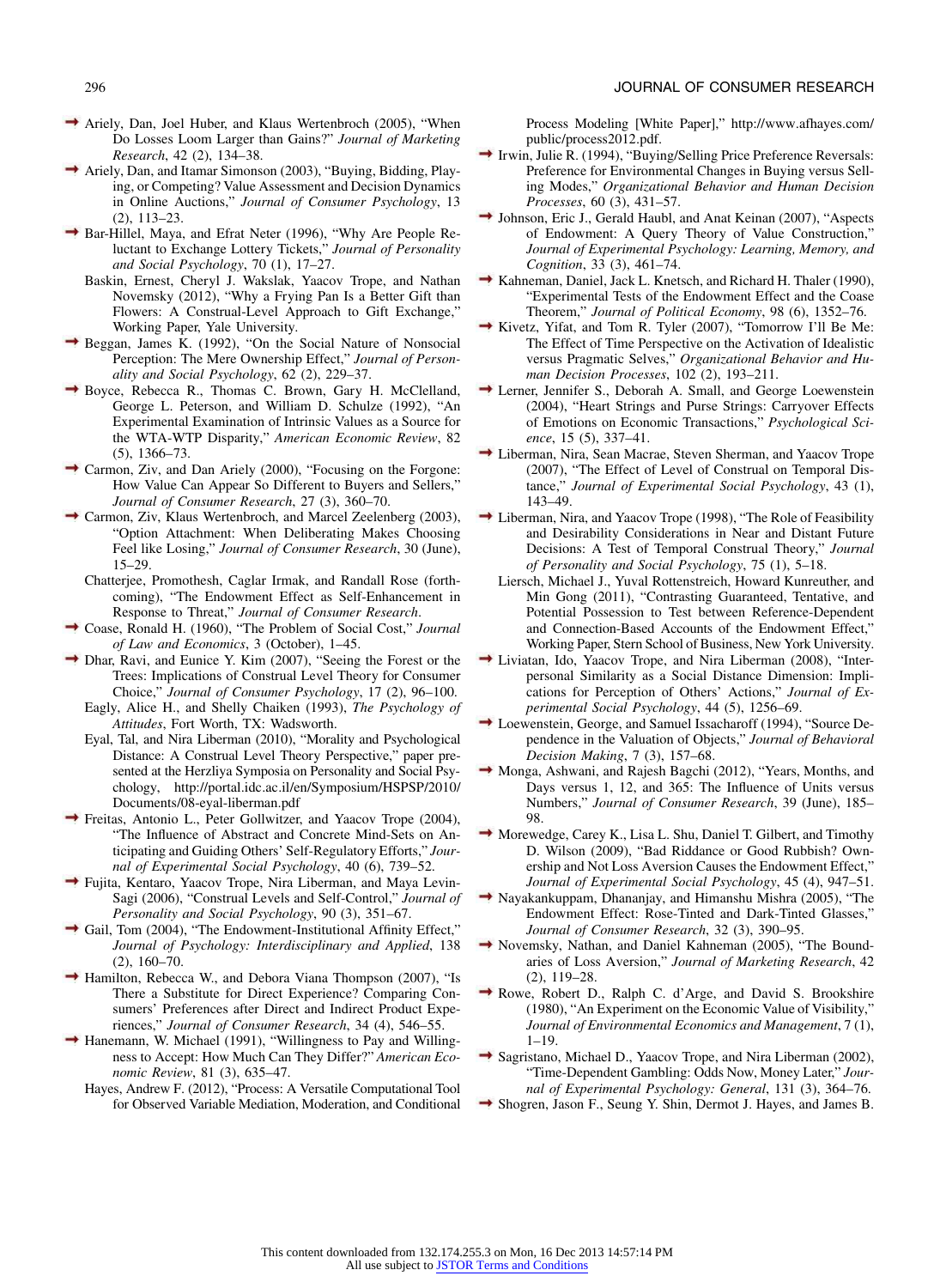Ariely, Dan, Joel Huber, and Klaus Wertenbroch (2005), "When Do Losses Loom Larger than Gains?" *Journal of Marketing Research*, 42 (2), 134–38.

Ariely, Dan, and Itamar Simonson (2003), "Buying, Bidding, Playing, or Competing? Value Assessment and Decision Dynamics in Online Auctions," *Journal of Consumer Psychology*, 13 (2), 113–23.

Bar-Hillel, Maya, and Efrat Neter (1996), "Why Are People Reluctant to Exchange Lottery Tickets," *Journal of Personality and Social Psychology*, 70 (1), 17–27.

Baskin, Ernest, Cheryl J. Wakslak, Yaacov Trope, and Nathan Novemsky (2012), "Why a Frying Pan Is a Better Gift than Flowers: A Construal-Level Approach to Gift Exchange," Working Paper, Yale University.

Beggan, James K. (1992), "On the Social Nature of Nonsocial Perception: The Mere Ownership Effect," *Journal of Personality and Social Psychology*, 62 (2), 229–37.

Boyce, Rebecca R., Thomas C. Brown, Gary H. McClelland, George L. Peterson, and William D. Schulze (1992), "An Experimental Examination of Intrinsic Values as a Source for the WTA-WTP Disparity," *American Economic Review*, 82 (5), 1366–73.

Carmon, Ziv, and Dan Ariely (2000), "Focusing on the Forgone: How Value Can Appear So Different to Buyers and Sellers," *Journal of Consumer Research*, 27 (3), 360–70.

Carmon, Ziv, Klaus Wertenbroch, and Marcel Zeelenberg (2003), "Option Attachment: When Deliberating Makes Choosing Feel like Losing," *Journal of Consumer Research*, 30 (June), 15–29.

Chatterjee, Promothesh, Caglar Irmak, and Randall Rose (forthcoming), "The Endowment Effect as Self-Enhancement in Response to Threat," *Journal of Consumer Research*.

Coase, Ronald H. (1960), "The Problem of Social Cost," *Journal of Law and Economics*, 3 (October), 1–45.

Dhar, Ravi, and Eunice Y. Kim (2007), "Seeing the Forest or the Trees: Implications of Construal Level Theory for Consumer Choice," *Journal of Consumer Psychology*, 17 (2), 96–100.

Eagly, Alice H., and Shelly Chaiken (1993), *The Psychology of Attitudes*, Fort Worth, TX: Wadsworth.

Eyal, Tal, and Nira Liberman (2010), "Morality and Psychological Distance: A Construal Level Theory Perspective," paper presented at the Herzliya Symposia on Personality and Social Psychology, http://portal.idc.ac.il/en/Symposium/HSPSP/2010/Documents/08-eyal-liberman.pdf

Freitas, Antonio L., Peter Gollwitzer, and Yaacov Trope (2004), "The Influence of Abstract and Concrete Mind-Sets on Anticipating and Guiding Others' Self-Regulatory Efforts," *Journal of Experimental Social Psychology*, 40 (6), 739–52.

Fujita, Kentaro, Yaacov Trope, Nira Liberman, and Maya Levin-Sagi (2006), "Construal Levels and Self-Control," *Journal of Personality and Social Psychology*, 90 (3), 351–67.

Gail, Tom (2004), "The Endowment-Institutional Affinity Effect," *Journal of Psychology: Interdisciplinary and Applied*, 138 (2), 160–70.

Hamilton, Rebecca W., and Debora Viana Thompson (2007), "Is There a Substitute for Direct Experience? Comparing Consumers' Preferences after Direct and Indirect Product Experiences," *Journal of Consumer Research*, 34 (4), 546–55.

Hanemann, W. Michael (1991), "Willingness to Pay and Willingness to Accept: How Much Can They Differ?" *American Economic Review*, 81 (3), 635–47.

Hayes, Andrew F. (2012), "Process: A Versatile Computational Tool for Observed Variable Mediation, Moderation, and Conditional Process Modeling [White Paper]," http://www.afhayes.com/public/process2012.pdf.

Irwin, Julie R. (1994), "Buying/Selling Price Preference Reversals: Preference for Environmental Changes in Buying versus Selling Modes," *Organizational Behavior and Human Decision Processes*, 60 (3), 431–57.

Johnson, Eric J., Gerald Haubl, and Anat Keinan (2007), "Aspects of Endowment: A Query Theory of Value Construction," *Journal of Experimental Psychology: Learning, Memory, and Cognition*, 33 (3), 461–74.

Kahneman, Daniel, Jack L. Knetsch, and Richard H. Thaler (1990), "Experimental Tests of the Endowment Effect and the Coase Theorem," *Journal of Political Economy*, 98 (6), 1352–76.

Kivetz, Yifat, and Tom R. Tyler (2007), "Tomorrow I'll Be Me: The Effect of Time Perspective on the Activation of Idealistic versus Pragmatic Selves," *Organizational Behavior and Human Decision Processes*, 102 (2), 193–211.

Lerner, Jennifer S., Deborah A. Small, and George Loewenstein (2004), "Heart Strings and Purse Strings: Carryover Effects of Emotions on Economic Transactions," *Psychological Science*, 15 (5), 337–41.

Liberman, Nira, Sean Macrae, Steven Sherman, and Yaacov Trope (2007), "The Effect of Level of Construal on Temporal Distance," *Journal of Experimental Social Psychology*, 43 (1), 143–49.

Liberman, Nira, and Yaacov Trope (1998), "The Role of Feasibility and Desirability Considerations in Near and Distant Future Decisions: A Test of Temporal Construal Theory," *Journal of Personality and Social Psychology*, 75 (1), 5–18.

Liersch, Michael J., Yuval Rottenstreich, Howard Kunreuther, and Min Gong (2011), "Contrasting Guaranteed, Tentative, and Potential Possession to Test between Reference-Dependent and Connection-Based Accounts of the Endowment Effect," Working Paper, Stern School of Business, New York University.

Liviatan, Ido, Yaacov Trope, and Nira Liberman (2008), "Interpersonal Similarity as a Social Distance Dimension: Implications for Perception of Others' Actions," *Journal of Experimental Social Psychology*, 44 (5), 1256–69.

Loewenstein, George, and Samuel Issacharoff (1994), "Source Dependence in the Valuation of Objects," *Journal of Behavioral Decision Making*, 7 (3), 157–68.

Monga, Ashwani, and Rajesh Bagchi (2012), "Years, Months, and Days versus 1, 12, and 365: The Influence of Units versus Numbers," *Journal of Consumer Research*, 39 (June), 185–98.

Morewedge, Carey K., Lisa L. Shu, Daniel T. Gilbert, and Timothy D. Wilson (2009), "Bad Riddance or Good Rubbish? Ownership and Not Loss Aversion Causes the Endowment Effect," *Journal of Experimental Social Psychology*, 45 (4), 947–51.

Nayakankuppam, Dhananjay, and Himanshu Mishra (2005), "The Endowment Effect: Rose-Tinted and Dark-Tinted Glasses," *Journal of Consumer Research*, 32 (3), 390–95.

Novemsky, Nathan, and Daniel Kahneman (2005), "The Boundaries of Loss Aversion," *Journal of Marketing Research*, 42 (2), 119–28.

Rowe, Robert D., Ralph C. d'Arge, and David S. Brookshire (1980), "An Experiment on the Economic Value of Visibility," *Journal of Environmental Economics and Management*, 7 (1), 1–19.

Sagristano, Michael D., Yaacov Trope, and Nira Liberman (2002), "Time-Dependent Gambling: Odds Now, Money Later," *Journal of Experimental Psychology: General*, 131 (3), 364–76.

Shogren, Jason F., Seung Y. Shin, Dermot J. Hayes, and James B.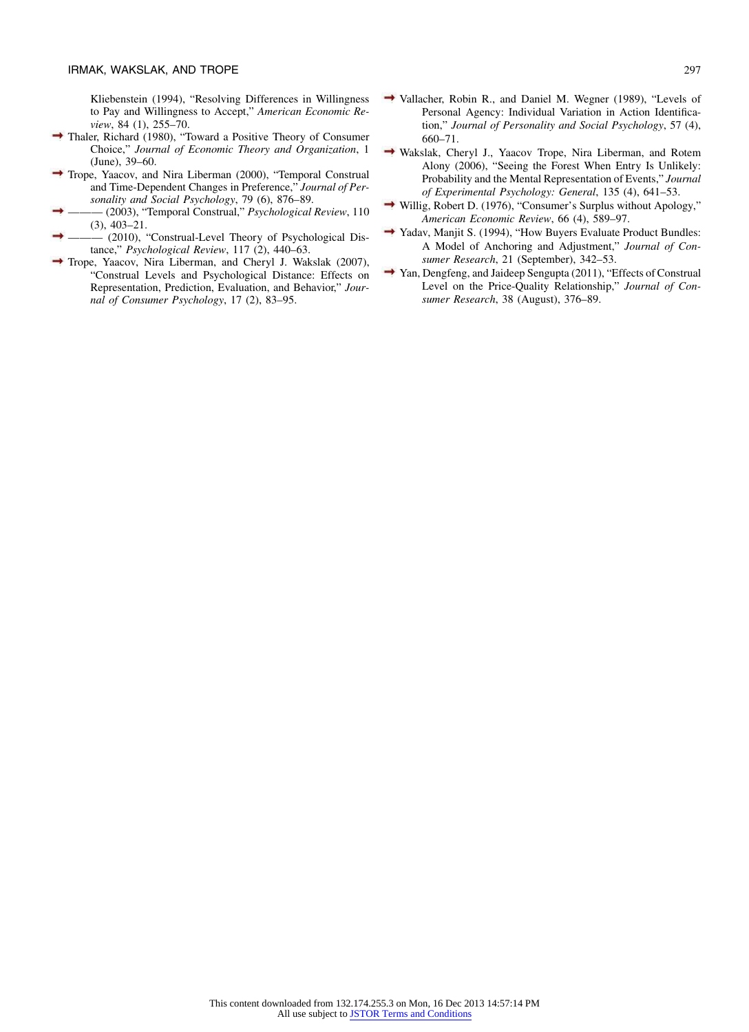Kliebenstein (1994), "Resolving Differences in Willingness to Pay and Willingness to Accept," *American Economic Review*, 84 (1), 255–70.

Thaler, Richard (1980), "Toward a Positive Theory of Consumer Choice," *Journal of Economic Theory and Organization*, 1 (June), 39–60.

Trope, Yaacov, and Nira Liberman (2000), "Temporal Construal and Time-Dependent Changes in Preference," *Journal of Personality and Social Psychology*, 79 (6), 876–89.

——— (2003), "Temporal Construal," *Psychological Review*, 110 (3), 403–21.

——— (2010), "Construal-Level Theory of Psychological Distance," *Psychological Review*, 117 (2), 440–63.

Trope, Yaacov, Nira Liberman, and Cheryl J. Wakslak (2007), "Construal Levels and Psychological Distance: Effects on Representation, Prediction, Evaluation, and Behavior," *Journal of Consumer Psychology*, 17 (2), 83–95.

Vallacher, Robin R., and Daniel M. Wegner (1989), "Levels of Personal Agency: Individual Variation in Action Identification," *Journal of Personality and Social Psychology*, 57 (4), 660–71.

Wakslak, Cheryl J., Yaacov Trope, Nira Liberman, and Rotem Alony (2006), "Seeing the Forest When Entry Is Unlikely: Probability and the Mental Representation of Events," *Journal of Experimental Psychology: General*, 135 (4), 641–53.

Willig, Robert D. (1976), "Consumer's Surplus without Apology," *American Economic Review*, 66 (4), 589–97.

Yadav, Manjit S. (1994), "How Buyers Evaluate Product Bundles: A Model of Anchoring and Adjustment," *Journal of Consumer Research*, 21 (September), 342–53.

Yan, Dengfeng, and Jaideep Sengupta (2011), "Effects of Construal Level on the Price-Quality Relationship," *Journal of Consumer Research*, 38 (August), 376–89.